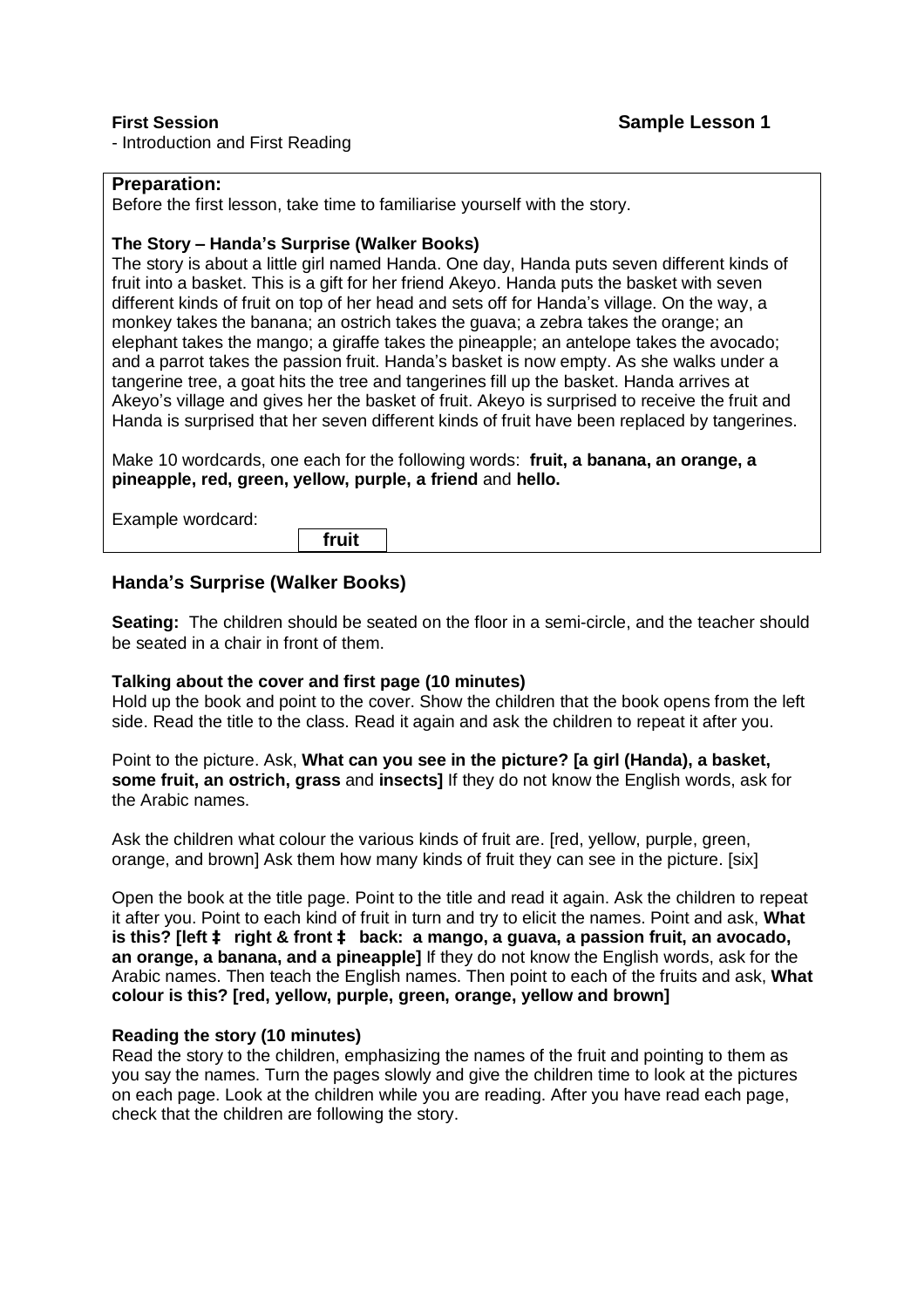**First Session** **Sample Lesson 1**

- Introduction and First Reading

**Preparation:**

Before the first lesson, take time to familiarise yourself with the story.

**The Story – Handa's Surprise (Walker Books)**

The story is about a little girl named Handa. One day, Handa puts seven different kinds of fruit into a basket. This is a gift for her friend Akeyo. Handa puts the basket with seven different kinds of fruit on top of her head and sets off for Handa's village. On the way, a monkey takes the banana; an ostrich takes the guava; a zebra takes the orange; an elephant takes the mango; a giraffe takes the pineapple; an antelope takes the avocado; and a parrot takes the passion fruit. Handa's basket is now empty. As she walks under a tangerine tree, a goat hits the tree and tangerines fill up the basket. Handa arrives at Akeyo's village and gives her the basket of fruit. Akeyo is surprised to receive the fruit and Handa is surprised that her seven different kinds of fruit have been replaced by tangerines.

Make 10 wordcards, one each for the following words: **fruit, a banana, an orange, a pineapple, red, green, yellow, purple, a friend** and **hello.**

Example wordcard:

| **fruit** |
|---|

## Handa's Surprise (Walker Books)

**Seating:** The children should be seated on the floor in a semi-circle, and the teacher should be seated in a chair in front of them.

**Talking about the cover and first page (10 minutes)**

Hold up the book and point to the cover. Show the children that the book opens from the left side. Read the title to the class. Read it again and ask the children to repeat it after you.

Point to the picture. Ask, **What can you see in the picture? [a girl (Handa), a basket, some fruit, an ostrich, grass** and **insects]** If they do not know the English words, ask for the Arabic names.

Ask the children what colour the various kinds of fruit are. [red, yellow, purple, green, orange, and brown] Ask them how many kinds of fruit they can see in the picture. [six]

Open the book at the title page. Point to the title and read it again. Ask the children to repeat it after you. Point to each kind of fruit in turn and try to elicit the names. Point and ask, **What is this? [left ‡ right & front ‡ back: a mango, a guava, a passion fruit, an avocado, an orange, a banana, and a pineapple]** If they do not know the English words, ask for the Arabic names. Then teach the English names. Then point to each of the fruits and ask, **What colour is this? [red, yellow, purple, green, orange, yellow and brown]**

**Reading the story (10 minutes)**

Read the story to the children, emphasizing the names of the fruit and pointing to them as you say the names. Turn the pages slowly and give the children time to look at the pictures on each page. Look at the children while you are reading. After you have read each page, check that the children are following the story.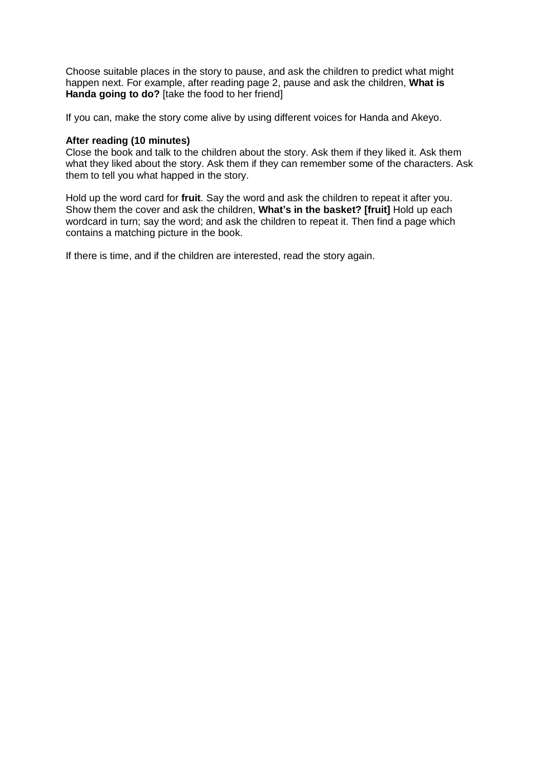Choose suitable places in the story to pause, and ask the children to predict what might happen next. For example, after reading page 2, pause and ask the children, **What is Handa going to do?** [take the food to her friend]

If you can, make the story come alive by using different voices for Handa and Akeyo.

**After reading (10 minutes)**
Close the book and talk to the children about the story. Ask them if they liked it. Ask them what they liked about the story. Ask them if they can remember some of the characters. Ask them to tell you what happed in the story.

Hold up the word card for **fruit**. Say the word and ask the children to repeat it after you. Show them the cover and ask the children, **What's in the basket? [fruit]** Hold up each wordcard in turn; say the word; and ask the children to repeat it. Then find a page which contains a matching picture in the book.

If there is time, and if the children are interested, read the story again.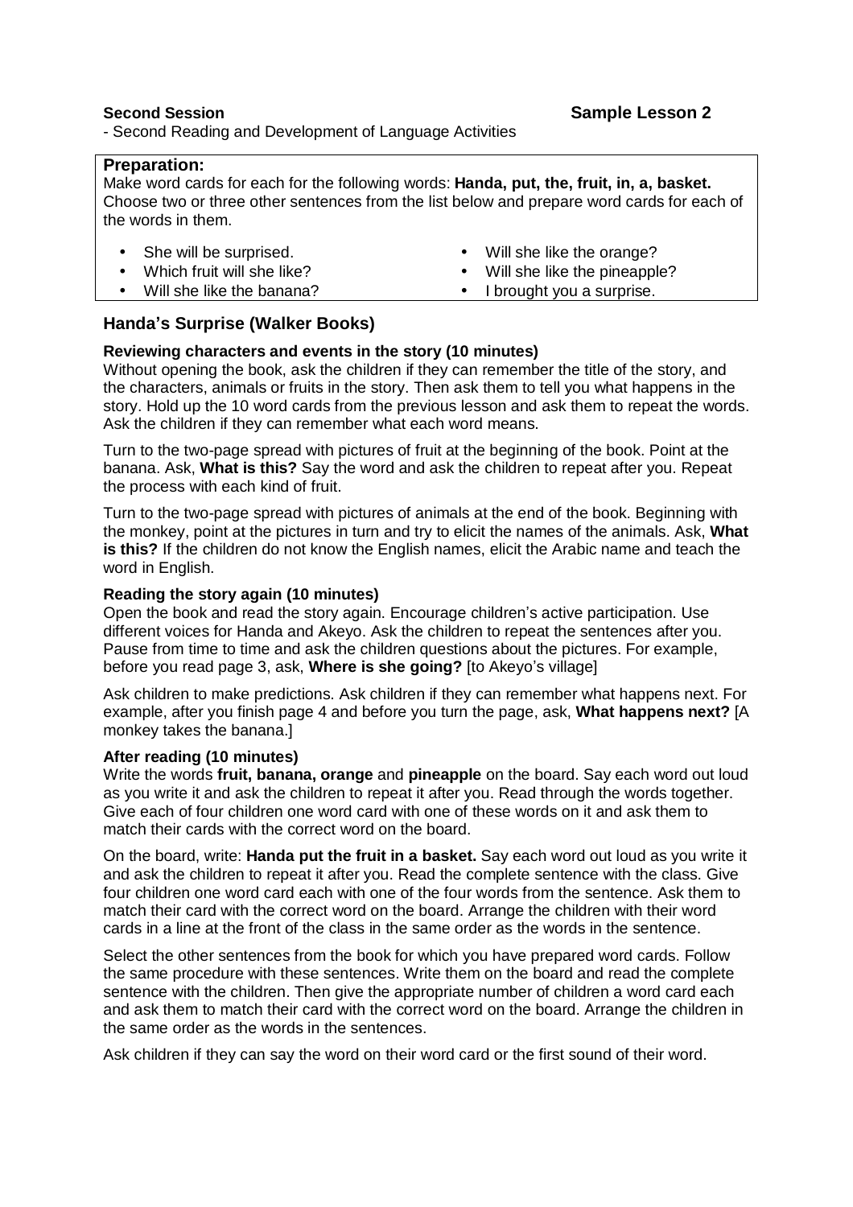**Second Session** **Sample Lesson 2**

- Second Reading and Development of Language Activities

**Preparation:**

Make word cards for each for the following words: **Handa, put, the, fruit, in, a, basket.** Choose two or three other sentences from the list below and prepare word cards for each of the words in them.

- She will be surprised.
- Which fruit will she like?
- Will she like the banana?
- Will she like the orange?
- Will she like the pineapple?
- I brought you a surprise.

### Handa's Surprise (Walker Books)

**Reviewing characters and events in the story (10 minutes)**

Without opening the book, ask the children if they can remember the title of the story, and the characters, animals or fruits in the story. Then ask them to tell you what happens in the story. Hold up the 10 word cards from the previous lesson and ask them to repeat the words. Ask the children if they can remember what each word means.

Turn to the two-page spread with pictures of fruit at the beginning of the book. Point at the banana. Ask, **What is this?** Say the word and ask the children to repeat after you. Repeat the process with each kind of fruit.

Turn to the two-page spread with pictures of animals at the end of the book. Beginning with the monkey, point at the pictures in turn and try to elicit the names of the animals. Ask, **What is this?** If the children do not know the English names, elicit the Arabic name and teach the word in English.

**Reading the story again (10 minutes)**

Open the book and read the story again. Encourage children's active participation. Use different voices for Handa and Akeyo. Ask the children to repeat the sentences after you. Pause from time to time and ask the children questions about the pictures. For example, before you read page 3, ask, **Where is she going?** [to Akeyo's village]

Ask children to make predictions. Ask children if they can remember what happens next. For example, after you finish page 4 and before you turn the page, ask, **What happens next?** [A monkey takes the banana.]

**After reading (10 minutes)**

Write the words **fruit, banana, orange** and **pineapple** on the board. Say each word out loud as you write it and ask the children to repeat it after you. Read through the words together. Give each of four children one word card with one of these words on it and ask them to match their cards with the correct word on the board.

On the board, write: **Handa put the fruit in a basket.** Say each word out loud as you write it and ask the children to repeat it after you. Read the complete sentence with the class. Give four children one word card each with one of the four words from the sentence. Ask them to match their card with the correct word on the board. Arrange the children with their word cards in a line at the front of the class in the same order as the words in the sentence.

Select the other sentences from the book for which you have prepared word cards. Follow the same procedure with these sentences. Write them on the board and read the complete sentence with the children. Then give the appropriate number of children a word card each and ask them to match their card with the correct word on the board. Arrange the children in the same order as the words in the sentences.

Ask children if they can say the word on their word card or the first sound of their word.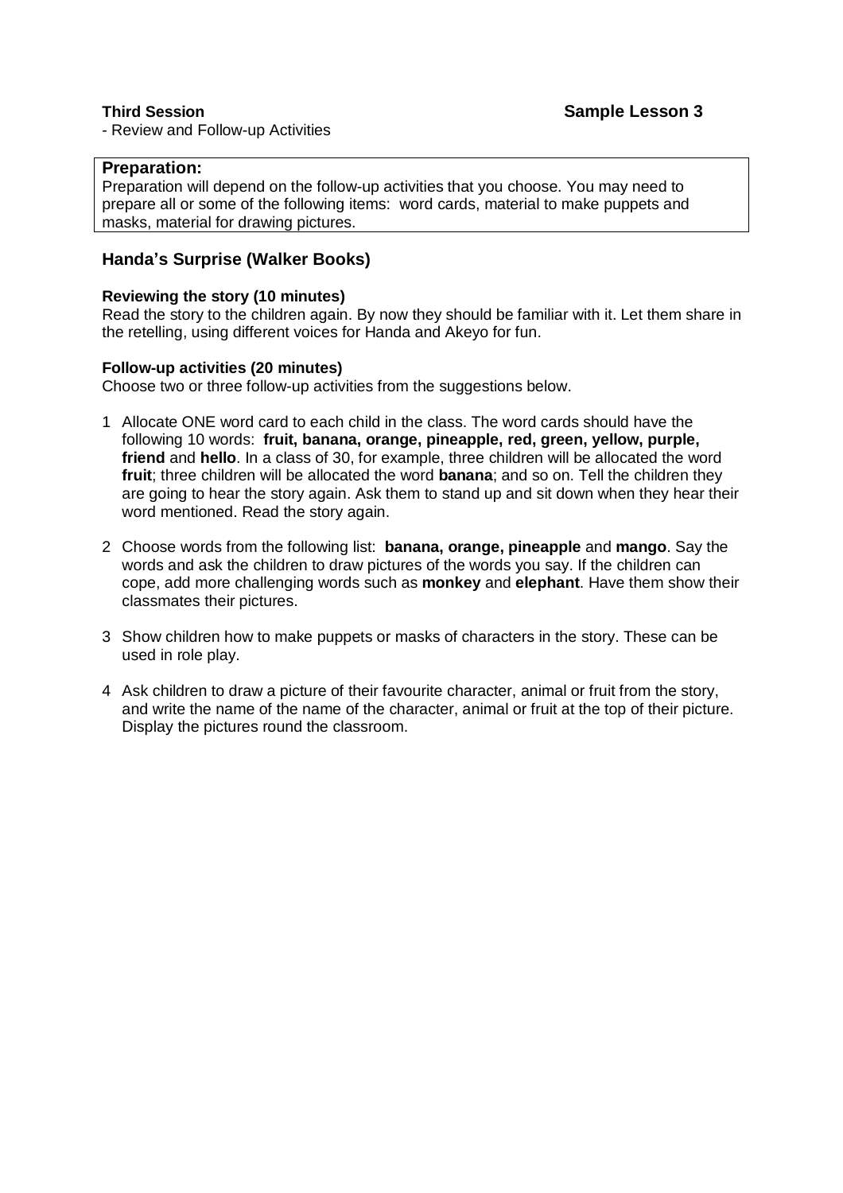**Third Session** **Sample Lesson 3**

- Review and Follow-up Activities

**Preparation:**
Preparation will depend on the follow-up activities that you choose. You may need to prepare all or some of the following items: word cards, material to make puppets and masks, material for drawing pictures.

### Handa's Surprise (Walker Books)

**Reviewing the story (10 minutes)**
Read the story to the children again. By now they should be familiar with it. Let them share in the retelling, using different voices for Handa and Akeyo for fun.

**Follow-up activities (20 minutes)**
Choose two or three follow-up activities from the suggestions below.

1. Allocate ONE word card to each child in the class. The word cards should have the following 10 words: **fruit, banana, orange, pineapple, red, green, yellow, purple, friend** and **hello**. In a class of 30, for example, three children will be allocated the word **fruit**; three children will be allocated the word **banana**; and so on. Tell the children they are going to hear the story again. Ask them to stand up and sit down when they hear their word mentioned. Read the story again.

2. Choose words from the following list: **banana, orange, pineapple** and **mango**. Say the words and ask the children to draw pictures of the words you say. If the children can cope, add more challenging words such as **monkey** and **elephant**. Have them show their classmates their pictures.

3. Show children how to make puppets or masks of characters in the story. These can be used in role play.

4. Ask children to draw a picture of their favourite character, animal or fruit from the story, and write the name of the name of the character, animal or fruit at the top of their picture. Display the pictures round the classroom.